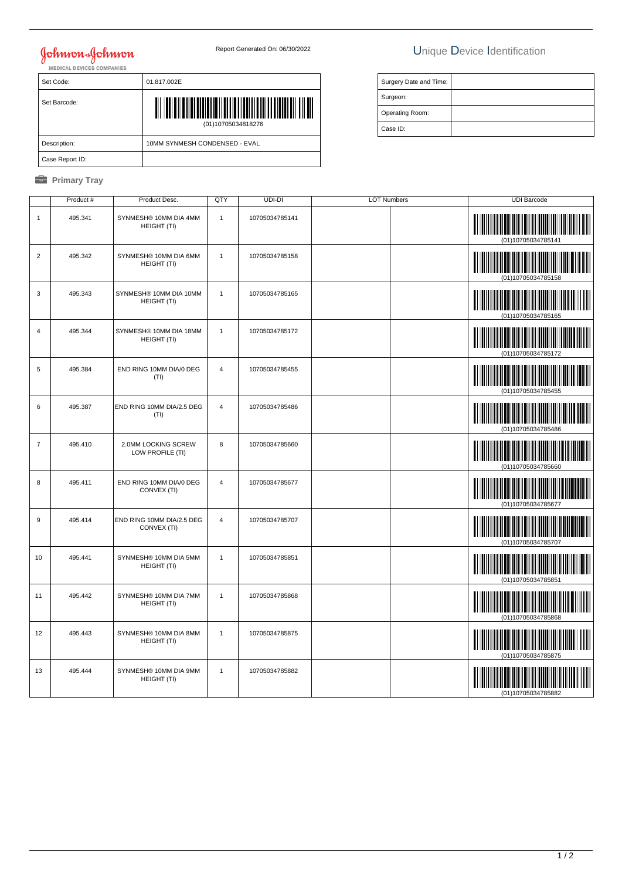Johnson & Johnson
MEDICAL DEVICES COMPANIES

Report Generated On: 06/30/2022

# Unique Device Identification

| Set Code: | 01.817.002E |
| --- | --- |
| Set Barcode: | (01)10705034818276 |
| Description: | 10MM SYNMESH CONDENSED - EVAL |
| Case Report ID: | |

| Surgery Date and Time: | |
| --- | --- |
| Surgeon: | |
| Operating Room: | |
| Case ID: | |

**Primary Tray**

| | Product # | Product Desc. | QTY | UDI-DI | LOT Numbers | | UDI Barcode |
| --- | --- | --- | --- | --- | --- | --- | --- |
| 1 | 495.341 | SYNMESH® 10MM DIA 4MM HEIGHT (TI) | 1 | 10705034785141 | | | (01)10705034785141 |
| 2 | 495.342 | SYNMESH® 10MM DIA 6MM HEIGHT (TI) | 1 | 10705034785158 | | | (01)10705034785158 |
| 3 | 495.343 | SYNMESH® 10MM DIA 10MM HEIGHT (TI) | 1 | 10705034785165 | | | (01)10705034785165 |
| 4 | 495.344 | SYNMESH® 10MM DIA 18MM HEIGHT (TI) | 1 | 10705034785172 | | | (01)10705034785172 |
| 5 | 495.384 | END RING 10MM DIA/0 DEG (TI) | 4 | 10705034785455 | | | (01)10705034785455 |
| 6 | 495.387 | END RING 10MM DIA/2.5 DEG (TI) | 4 | 10705034785486 | | | (01)10705034785486 |
| 7 | 495.410 | 2.0MM LOCKING SCREW LOW PROFILE (TI) | 8 | 10705034785660 | | | (01)10705034785660 |
| 8 | 495.411 | END RING 10MM DIA/0 DEG CONVEX (TI) | 4 | 10705034785677 | | | (01)10705034785677 |
| 9 | 495.414 | END RING 10MM DIA/2.5 DEG CONVEX (TI) | 4 | 10705034785707 | | | (01)10705034785707 |
| 10 | 495.441 | SYNMESH® 10MM DIA 5MM HEIGHT (TI) | 1 | 10705034785851 | | | (01)10705034785851 |
| 11 | 495.442 | SYNMESH® 10MM DIA 7MM HEIGHT (TI) | 1 | 10705034785868 | | | (01)10705034785868 |
| 12 | 495.443 | SYNMESH® 10MM DIA 8MM HEIGHT (TI) | 1 | 10705034785875 | | | (01)10705034785875 |
| 13 | 495.444 | SYNMESH® 10MM DIA 9MM HEIGHT (TI) | 1 | 10705034785882 | | | (01)10705034785882 |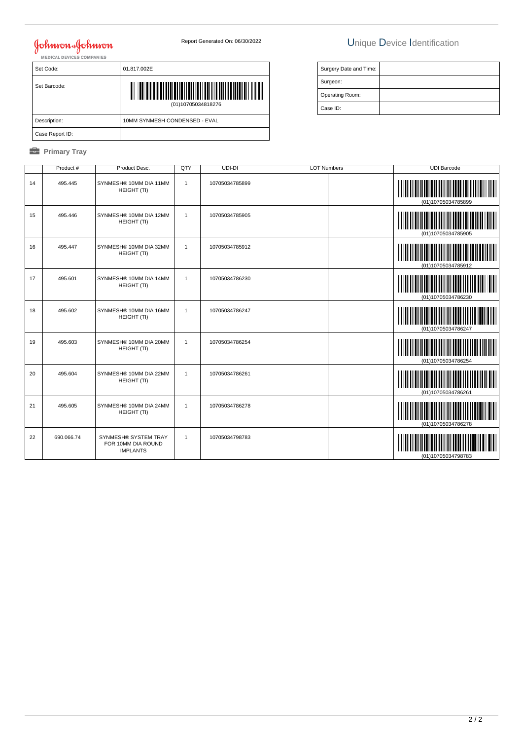Report Generated On: 06/30/2022

# Unique Device Identification

| | |
|---|---|
| Set Code: | 01.817.002E |
| Set Barcode: | (01)10705034818276 |
| Description: | 10MM SYNMESH CONDENSED - EVAL |
| Case Report ID: | |

| | |
|---|---|
| Surgery Date and Time: | |
| Surgeon: | |
| Operating Room: | |
| Case ID: | |

**Primary Tray**

| | Product # | Product Desc. | QTY | UDI-DI | LOT Numbers | | UDI Barcode |
|---|---|---|---|---|---|---|---|
| 14 | 495.445 | SYNMESH® 10MM DIA 11MM HEIGHT (TI) | 1 | 10705034785899 | | | (01)10705034785899 |
| 15 | 495.446 | SYNMESH® 10MM DIA 12MM HEIGHT (TI) | 1 | 10705034785905 | | | (01)10705034785905 |
| 16 | 495.447 | SYNMESH® 10MM DIA 32MM HEIGHT (TI) | 1 | 10705034785912 | | | (01)10705034785912 |
| 17 | 495.601 | SYNMESH® 10MM DIA 14MM HEIGHT (TI) | 1 | 10705034786230 | | | (01)10705034786230 |
| 18 | 495.602 | SYNMESH® 10MM DIA 16MM HEIGHT (TI) | 1 | 10705034786247 | | | (01)10705034786247 |
| 19 | 495.603 | SYNMESH® 10MM DIA 20MM HEIGHT (TI) | 1 | 10705034786254 | | | (01)10705034786254 |
| 20 | 495.604 | SYNMESH® 10MM DIA 22MM HEIGHT (TI) | 1 | 10705034786261 | | | (01)10705034786261 |
| 21 | 495.605 | SYNMESH® 10MM DIA 24MM HEIGHT (TI) | 1 | 10705034786278 | | | (01)10705034786278 |
| 22 | 690.066.74 | SYNMESH® SYSTEM TRAY FOR 10MM DIA ROUND IMPLANTS | 1 | 10705034798783 | | | (01)10705034798783 |